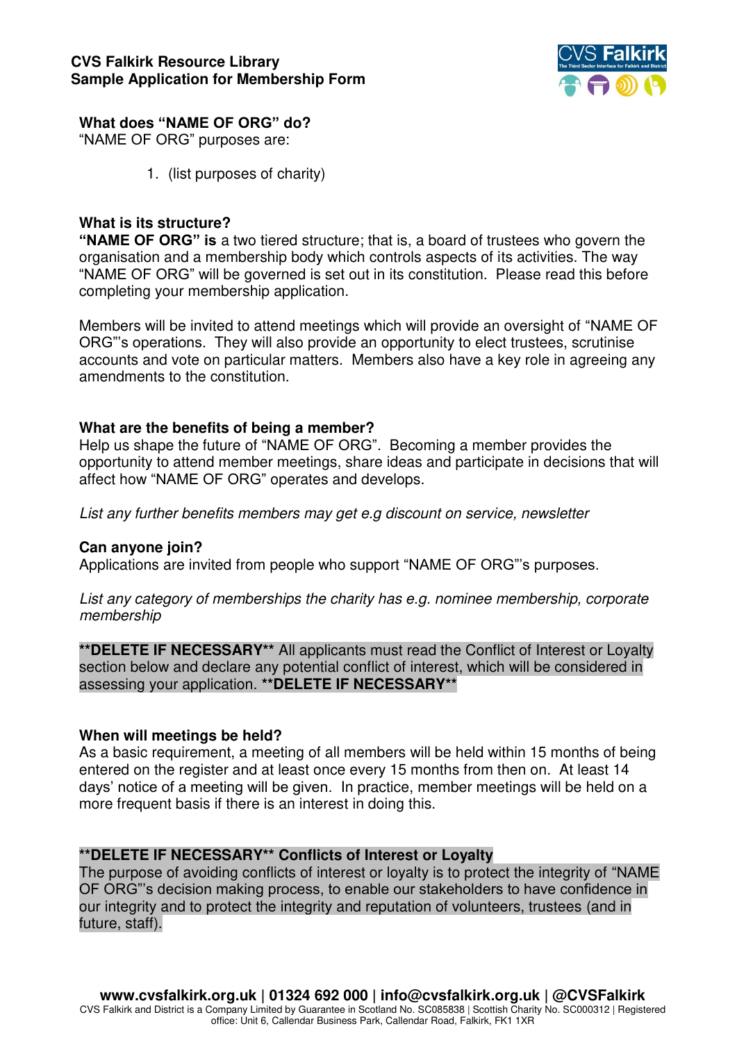**CVS Falkirk Resource Library**
**Sample Application for Membership Form**

### What does "NAME OF ORG" do?

"NAME OF ORG" purposes are:

1. (list purposes of charity)

### What is its structure?

**"NAME OF ORG" is** a two tiered structure; that is, a board of trustees who govern the organisation and a membership body which controls aspects of its activities. The way "NAME OF ORG" will be governed is set out in its constitution. Please read this before completing your membership application.

Members will be invited to attend meetings which will provide an oversight of "NAME OF ORG"'s operations. They will also provide an opportunity to elect trustees, scrutinise accounts and vote on particular matters. Members also have a key role in agreeing any amendments to the constitution.

### What are the benefits of being a member?

Help us shape the future of "NAME OF ORG". Becoming a member provides the opportunity to attend member meetings, share ideas and participate in decisions that will affect how "NAME OF ORG" operates and develops.

*List any further benefits members may get e.g discount on service, newsletter*

### Can anyone join?

Applications are invited from people who support "NAME OF ORG"'s purposes.

*List any category of memberships the charity has e.g. nominee membership, corporate membership*

**\*\*DELETE IF NECESSARY\*\*** All applicants must read the Conflict of Interest or Loyalty section below and declare any potential conflict of interest, which will be considered in assessing your application. **\*\*DELETE IF NECESSARY\*\***

### When will meetings be held?

As a basic requirement, a meeting of all members will be held within 15 months of being entered on the register and at least once every 15 months from then on. At least 14 days' notice of a meeting will be given. In practice, member meetings will be held on a more frequent basis if there is an interest in doing this.

### \*\*DELETE IF NECESSARY\*\* Conflicts of Interest or Loyalty

The purpose of avoiding conflicts of interest or loyalty is to protect the integrity of "NAME OF ORG"'s decision making process, to enable our stakeholders to have confidence in our integrity and to protect the integrity and reputation of volunteers, trustees (and in future, staff).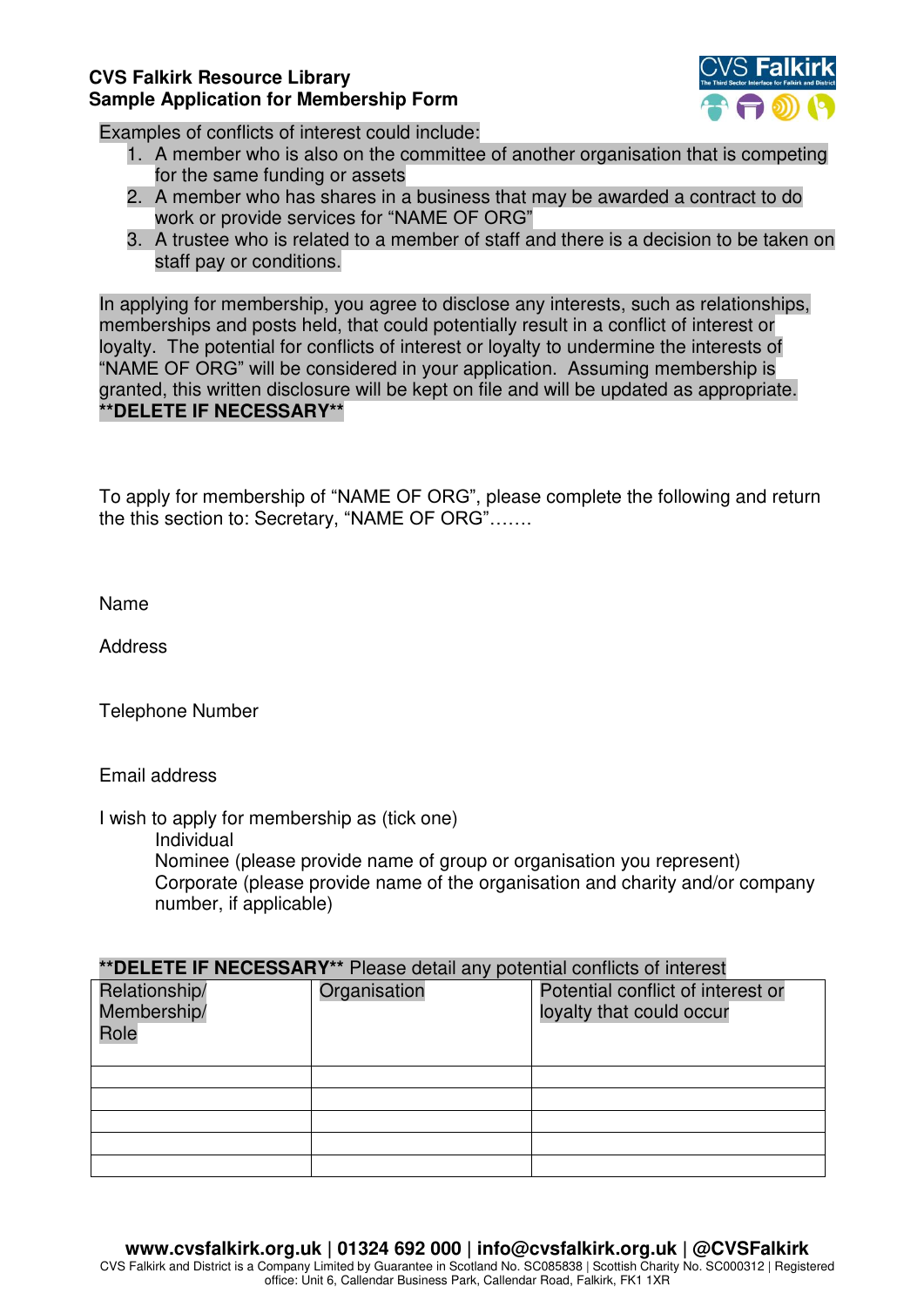Examples of conflicts of interest could include:

1. A member who is also on the committee of another organisation that is competing for the same funding or assets
2. A member who has shares in a business that may be awarded a contract to do work or provide services for “NAME OF ORG”
3. A trustee who is related to a member of staff and there is a decision to be taken on staff pay or conditions.

In applying for membership, you agree to disclose any interests, such as relationships, memberships and posts held, that could potentially result in a conflict of interest or loyalty. The potential for conflicts of interest or loyalty to undermine the interests of “NAME OF ORG” will be considered in your application. Assuming membership is granted, this written disclosure will be kept on file and will be updated as appropriate.
**\*\*DELETE IF NECESSARY\*\***

To apply for membership of “NAME OF ORG”, please complete the following and return the this section to: Secretary, “NAME OF ORG”…….

Name

Address

Telephone Number

Email address

I wish to apply for membership as (tick one)

Individual
Nominee (please provide name of group or organisation you represent)
Corporate (please provide name of the organisation and charity and/or company number, if applicable)

**\*\*DELETE IF NECESSARY\*\*** Please detail any potential conflicts of interest

| Relationship/ Membership/ Role | Organisation | Potential conflict of interest or loyalty that could occur |
|---|---|---|
| | | |
| | | |
| | | |
| | | |
| | | |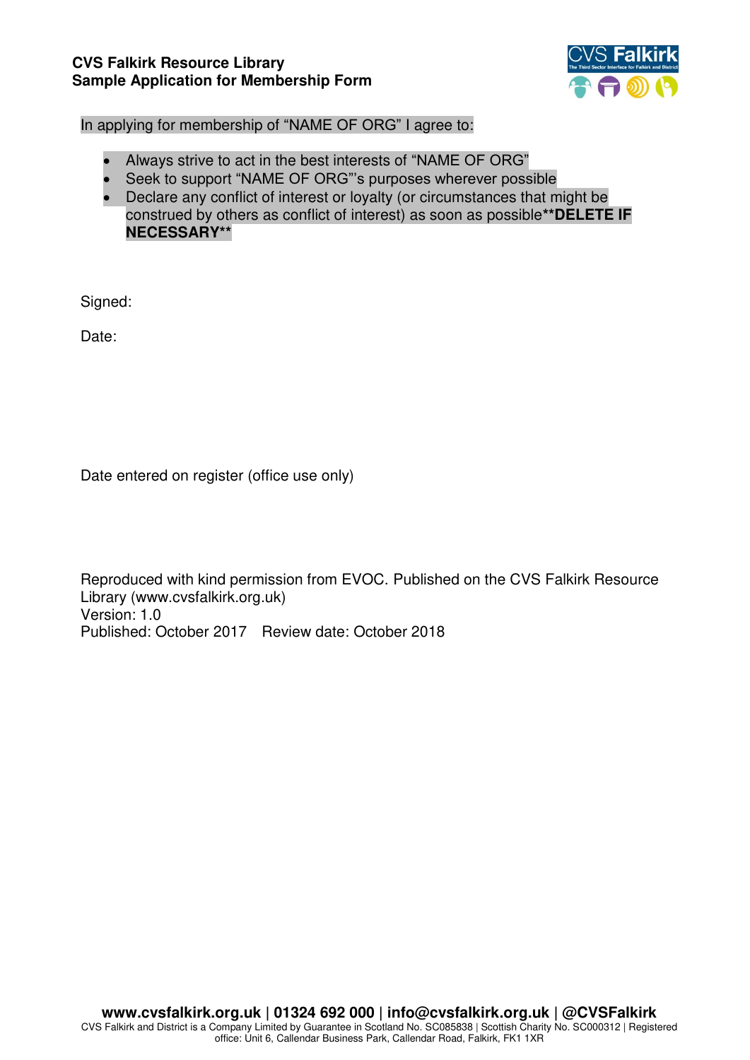**CVS Falkirk Resource Library**
**Sample Application for Membership Form**

In applying for membership of "NAME OF ORG" I agree to:

- Always strive to act in the best interests of "NAME OF ORG"
- Seek to support "NAME OF ORG"'s purposes wherever possible
- Declare any conflict of interest or loyalty (or circumstances that might be construed by others as conflict of interest) as soon as possible**DELETE IF NECESSARY**

Signed:

Date:

Date entered on register (office use only)

Reproduced with kind permission from EVOC. Published on the CVS Falkirk Resource Library (www.cvsfalkirk.org.uk)
Version: 1.0
Published: October 2017 Review date: October 2018

**www.cvsfalkirk.org.uk | 01324 692 000 | info@cvsfalkirk.org.uk | @CVSFalkirk**
CVS Falkirk and District is a Company Limited by Guarantee in Scotland No. SC085838 | Scottish Charity No. SC000312 | Registered office: Unit 6, Callendar Business Park, Callendar Road, Falkirk, FK1 1XR